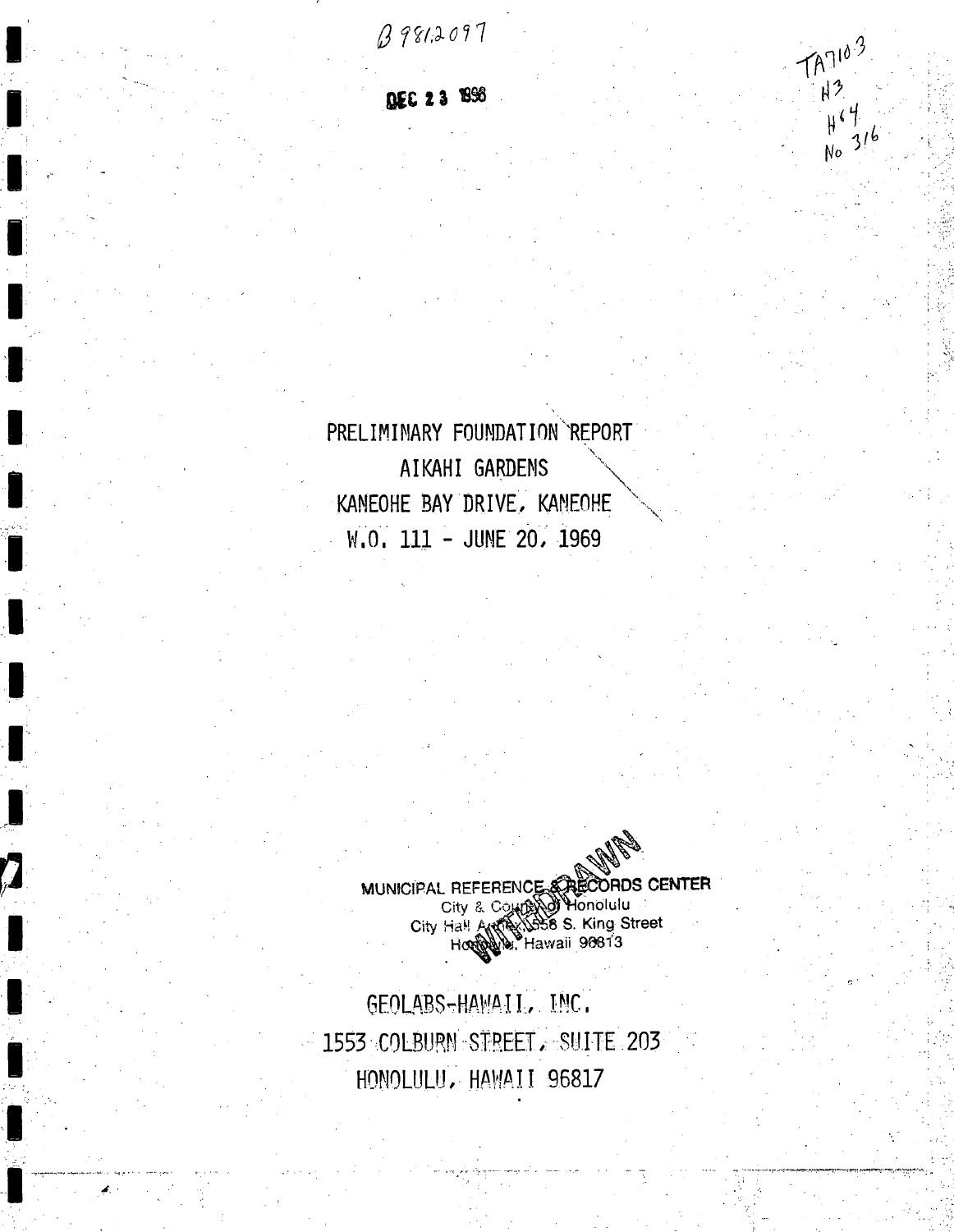B 9812097

DEC 23 1998

TA7103
H3
H64
No 316

# PRELIMINARY FOUNDATION REPORT
# AIKAHI GARDENS
# KANEOHE BAY DRIVE, KANEOHE
# W.O. 111 - JUNE 20, 1969

MUNICIPAL REFERENCE & RECORDS CENTER
City & County of Honolulu
City Hall Annex, 558 S. King Street
Honolulu, Hawaii 96813

WITHDRAWN

GEOLABS-HAWAII, INC.
1553 COLBURN STREET, SUITE 203
HONOLULU, HAWAII 96817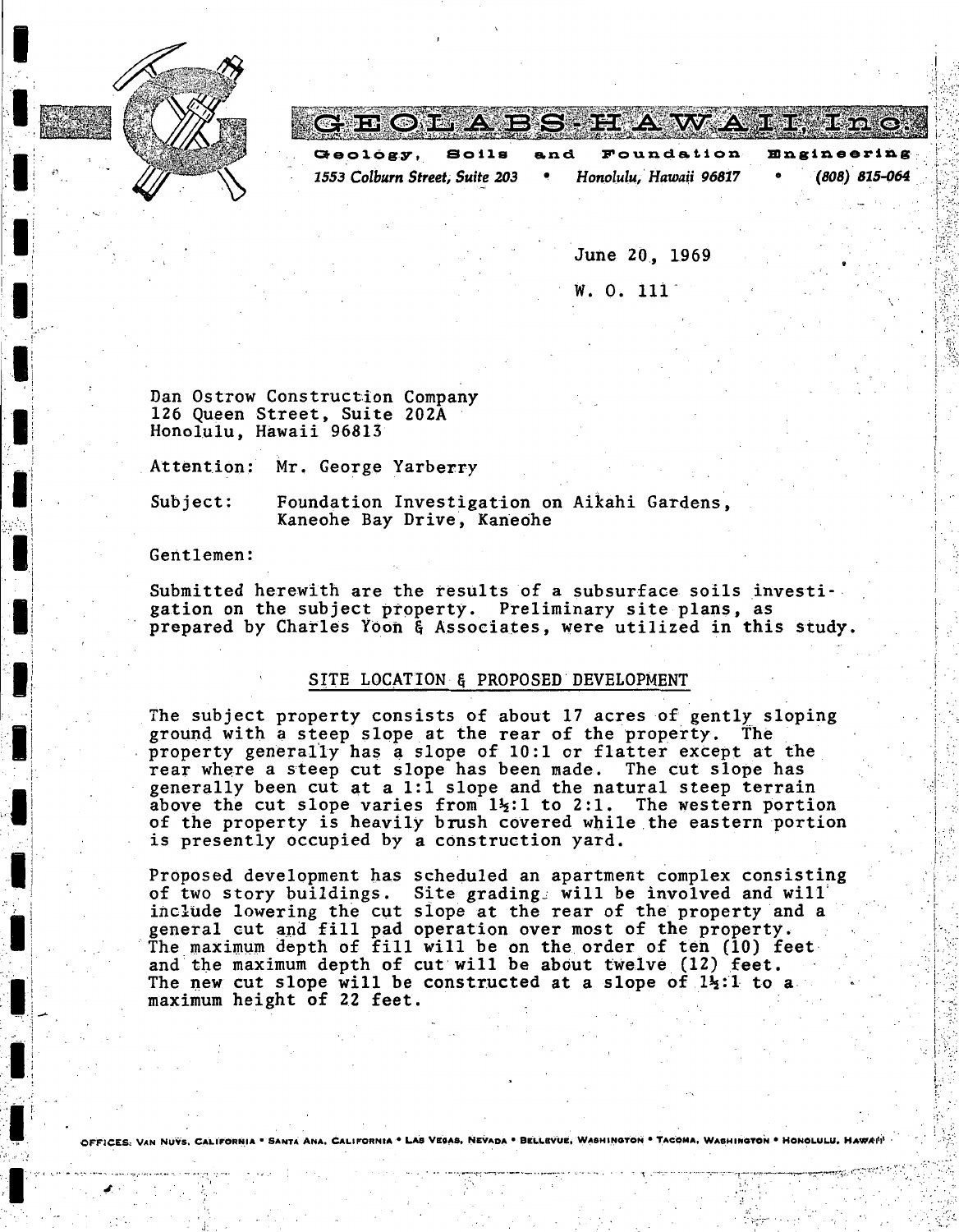# GEOLABS-HAWAII, Inc.

**Geology, Soils and Foundation Engineering**

*1553 Colburn Street, Suite 203 • Honolulu, Hawaii 96817 • (808) 815-064*

June 20, 1969

W. O. 111

Dan Ostrow Construction Company
126 Queen Street, Suite 202A
Honolulu, Hawaii 96813

Attention: Mr. George Yarberry

Subject: Foundation Investigation on Aikahi Gardens, Kaneohe Bay Drive, Kaneohe

Gentlemen:

Submitted herewith are the results of a subsurface soils investigation on the subject property. Preliminary site plans, as prepared by Charles Yoon & Associates, were utilized in this study.

## SITE LOCATION & PROPOSED DEVELOPMENT

The subject property consists of about 17 acres of gently sloping ground with a steep slope at the rear of the property. The property generally has a slope of 10:1 or flatter except at the rear where a steep cut slope has been made. The cut slope has generally been cut at a 1:1 slope and the natural steep terrain above the cut slope varies from 1½:1 to 2:1. The western portion of the property is heavily brush covered while the eastern portion is presently occupied by a construction yard.

Proposed development has scheduled an apartment complex consisting of two story buildings. Site grading will be involved and will include lowering the cut slope at the rear of the property and a general cut and fill pad operation over most of the property. The maximum depth of fill will be on the order of ten (10) feet and the maximum depth of cut will be about twelve (12) feet. The new cut slope will be constructed at a slope of 1½:1 to a maximum height of 22 feet.

OFFICES: VAN NUYS, CALIFORNIA • SANTA ANA, CALIFORNIA • LAS VEGAS, NEVADA • BELLEVUE, WASHINGTON • TACOMA, WASHINGTON • HONOLULU, HAWAII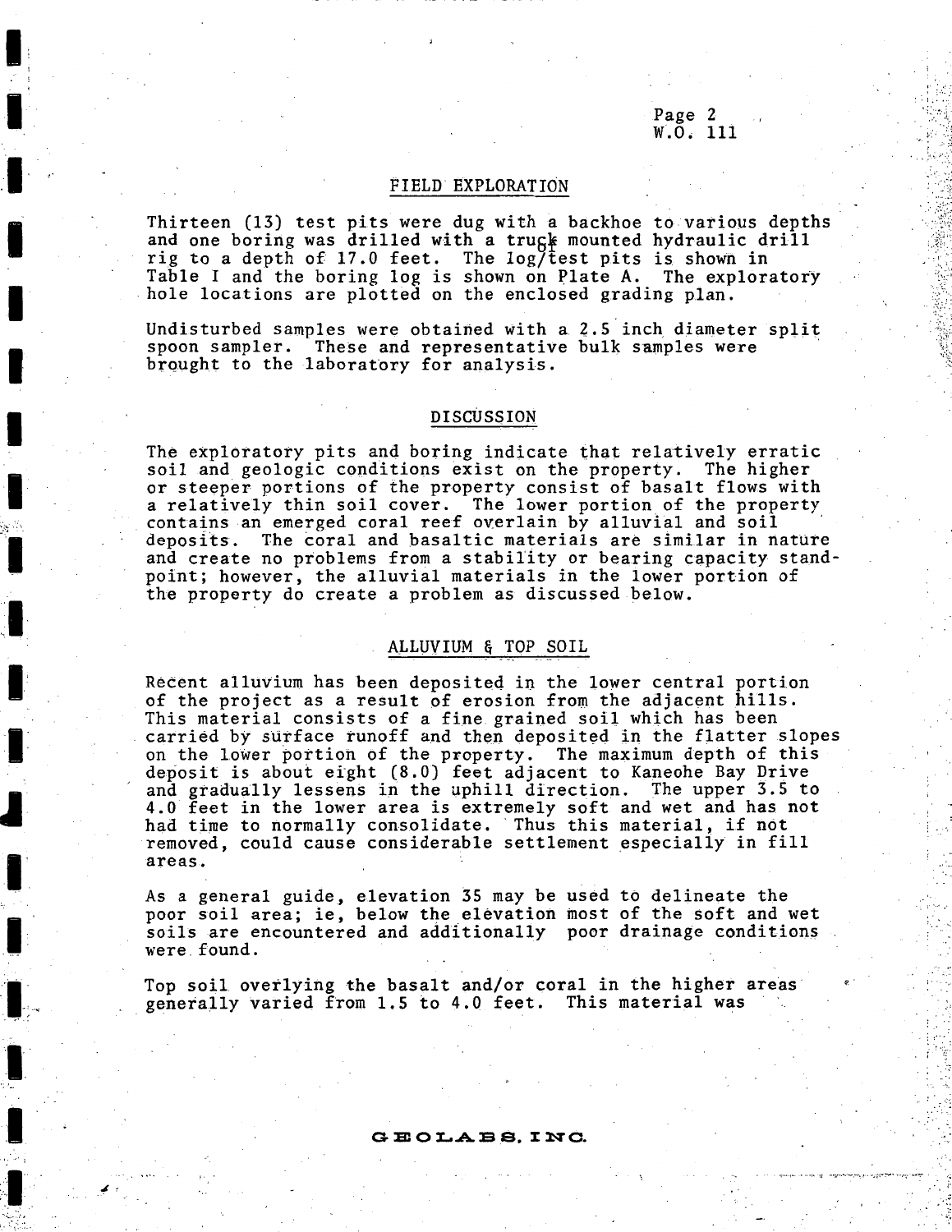## FIELD EXPLORATION

Thirteen (13) test pits were dug with a backhoe to various depths and one boring was drilled with a truck mounted hydraulic drill rig to a depth of 17.0 feet. The log of test pits is shown in Table I and the boring log is shown on Plate A. The exploratory hole locations are plotted on the enclosed grading plan.

Undisturbed samples were obtained with a 2.5 inch diameter split spoon sampler. These and representative bulk samples were brought to the laboratory for analysis.

## DISCUSSION

The exploratory pits and boring indicate that relatively erratic soil and geologic conditions exist on the property. The higher or steeper portions of the property consist of basalt flows with a relatively thin soil cover. The lower portion of the property contains an emerged coral reef overlain by alluvial and soil deposits. The coral and basaltic materials are similar in nature and create no problems from a stability or bearing capacity standpoint; however, the alluvial materials in the lower portion of the property do create a problem as discussed below.

## ALLUVIUM & TOP SOIL

Recent alluvium has been deposited in the lower central portion of the project as a result of erosion from the adjacent hills. This material consists of a fine grained soil which has been carried by surface runoff and then deposited in the flatter slopes on the lower portion of the property. The maximum depth of this deposit is about eight (8.0) feet adjacent to Kaneohe Bay Drive and gradually lessens in the uphill direction. The upper 3.5 to 4.0 feet in the lower area is extremely soft and wet and has not had time to normally consolidate. Thus this material, if not removed, could cause considerable settlement especially in fill areas.

As a general guide, elevation 35 may be used to delineate the poor soil area; ie, below the elevation most of the soft and wet soils are encountered and additionally poor drainage conditions were found.

Top soil overlying the basalt and/or coral in the higher areas generally varied from 1.5 to 4.0 feet. This material was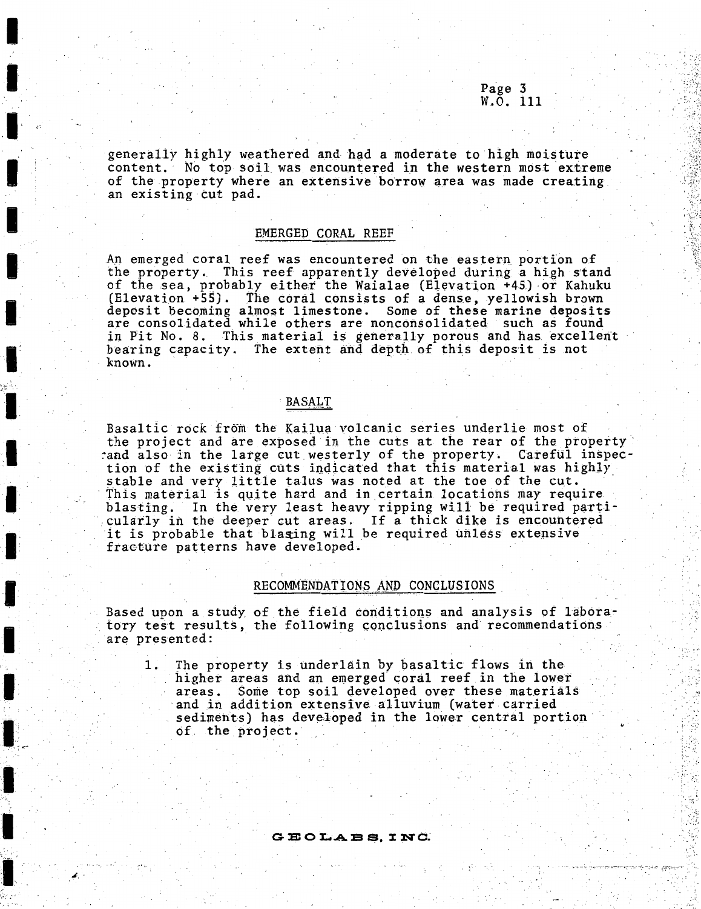generally highly weathered and had a moderate to high moisture content. No top soil was encountered in the western most extreme of the property where an extensive borrow area was made creating an existing cut pad.

## EMERGED CORAL REEF

An emerged coral reef was encountered on the eastern portion of the property. This reef apparently developed during a high stand of the sea, probably either the Waialae (Elevation +45) or Kahuku (Elevation +55). The coral consists of a dense, yellowish brown deposit becoming almost limestone. Some of these marine deposits are consolidated while others are nonconsolidated such as found in Pit No. 8. This material is generally porous and has excellent bearing capacity. The extent and depth of this deposit is not known.

## BASALT

Basaltic rock from the Kailua volcanic series underlie most of the project and are exposed in the cuts at the rear of the property and also in the large cut westerly of the property. Careful inspection of the existing cuts indicated that this material was highly stable and very little talus was noted at the toe of the cut. This material is quite hard and in certain locations may require blasting. In the very least heavy ripping will be required particularly in the deeper cut areas. If a thick dike is encountered it is probable that blasting will be required unless extensive fracture patterns have developed.

## RECOMMENDATIONS AND CONCLUSIONS

Based upon a study of the field conditions and analysis of laboratory test results, the following conclusions and recommendations are presented:

1. The property is underlain by basaltic flows in the higher areas and an emerged coral reef in the lower areas. Some top soil developed over these materials and in addition extensive alluvium (water carried sediments) has developed in the lower central portion of the project.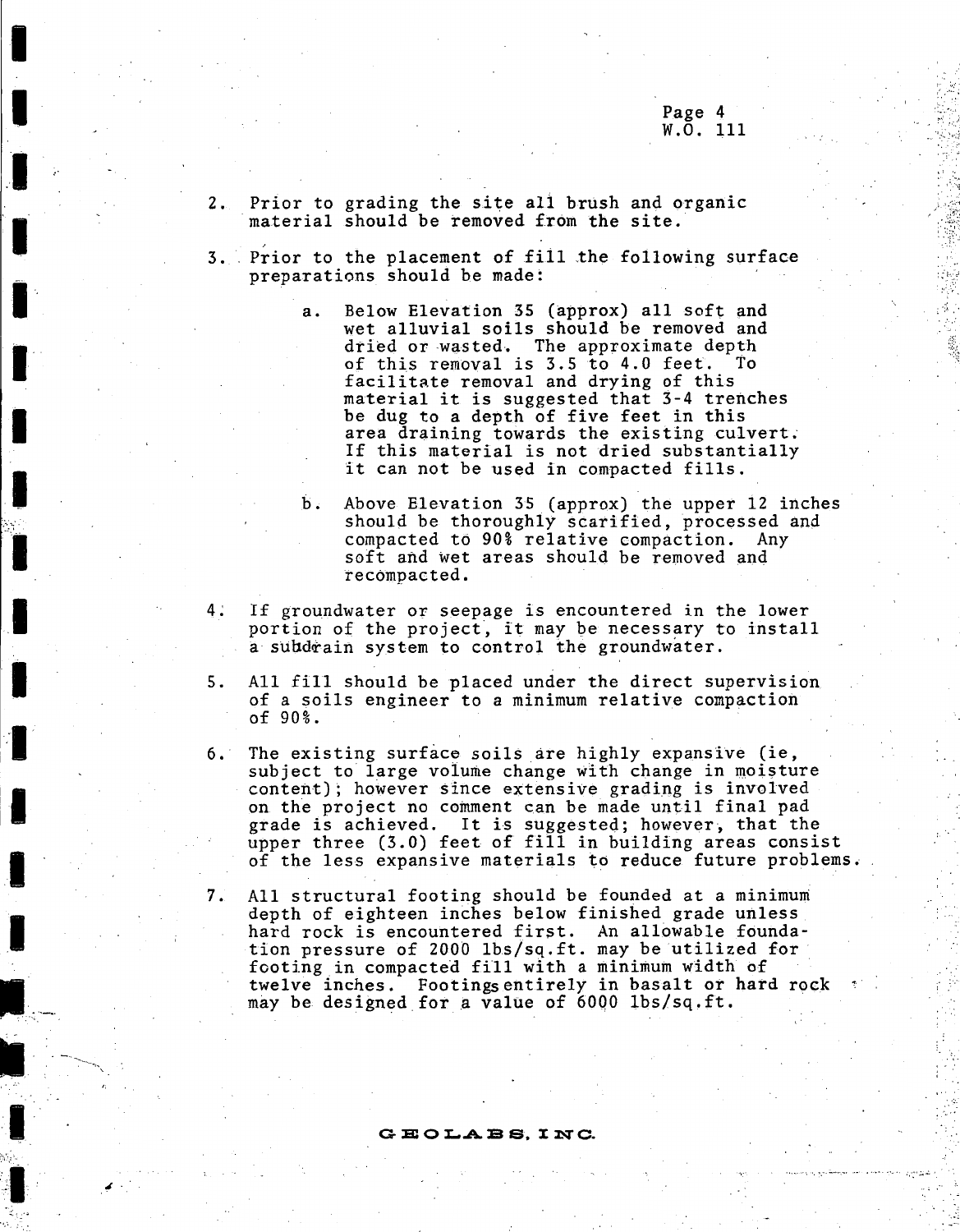2. Prior to grading the site all brush and organic material should be removed from the site.

3. Prior to the placement of fill the following surface preparations should be made:

   a. Below Elevation 35 (approx) all soft and wet alluvial soils should be removed and dried or wasted. The approximate depth of this removal is 3.5 to 4.0 feet. To facilitate removal and drying of this material it is suggested that 3-4 trenches be dug to a depth of five feet in this area draining towards the existing culvert. If this material is not dried substantially it can not be used in compacted fills.

   b. Above Elevation 35 (approx) the upper 12 inches should be thoroughly scarified, processed and compacted to 90% relative compaction. Any soft and wet areas should be removed and recompacted.

4. If groundwater or seepage is encountered in the lower portion of the project, it may be necessary to install a subdrain system to control the groundwater.

5. All fill should be placed under the direct supervision of a soils engineer to a minimum relative compaction of 90%.

6. The existing surface soils are highly expansive (ie, subject to large volume change with change in moisture content); however since extensive grading is involved on the project no comment can be made until final pad grade is achieved. It is suggested; however, that the upper three (3.0) feet of fill in building areas consist of the less expansive materials to reduce future problems.

7. All structural footing should be founded at a minimum depth of eighteen inches below finished grade unless hard rock is encountered first. An allowable foundation pressure of 2000 lbs/sq.ft. may be utilized for footing in compacted fill with a minimum width of twelve inches. Footings entirely in basalt or hard rock may be designed for a value of 6000 lbs/sq.ft.

GEOLABS, INC.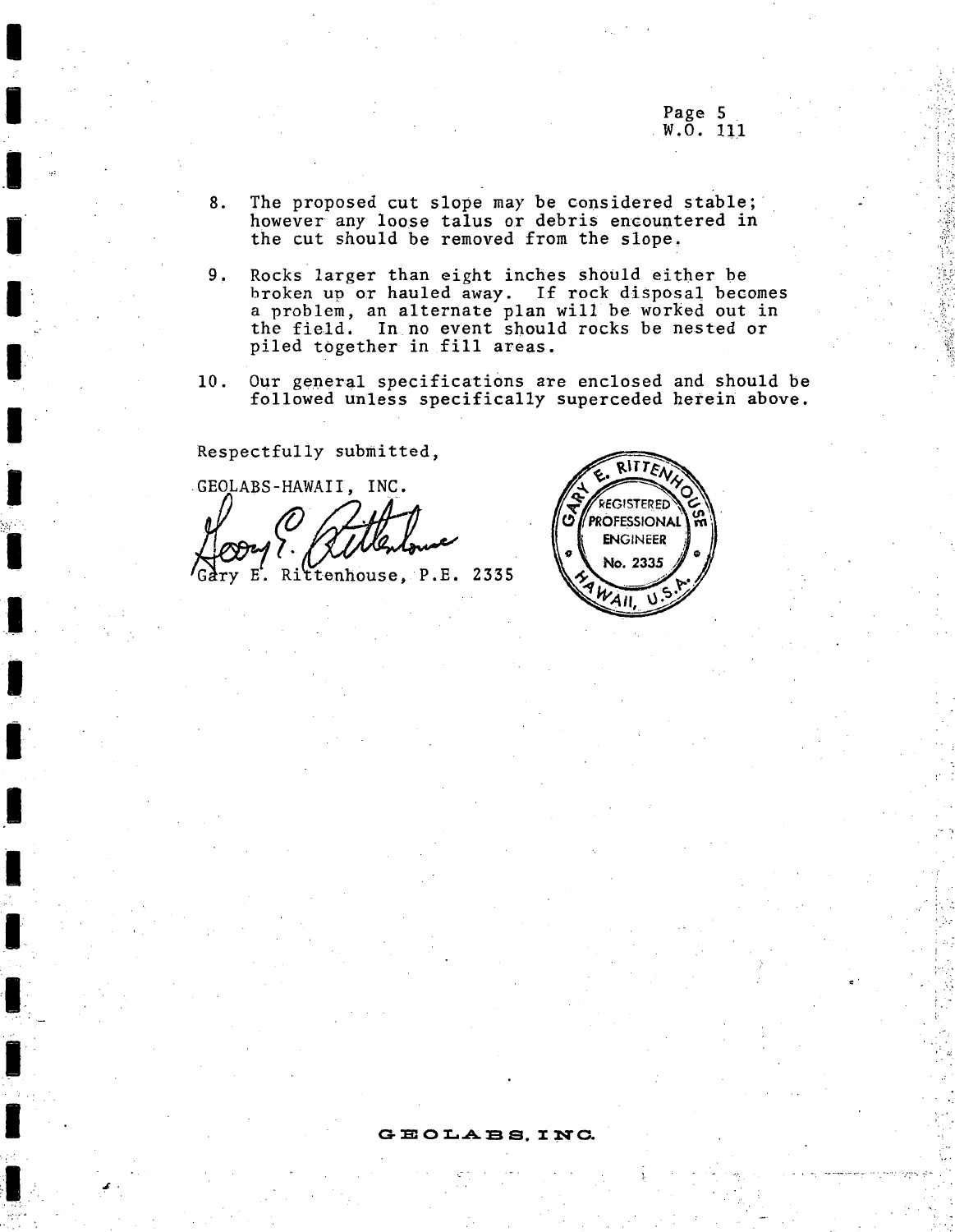8. The proposed cut slope may be considered stable; however any loose talus or debris encountered in the cut should be removed from the slope.

9. Rocks larger than eight inches should either be broken up or hauled away. If rock disposal becomes a problem, an alternate plan will be worked out in the field. In no event should rocks be nested or piled together in fill areas.

10. Our general specifications are enclosed and should be followed unless specifically superceded herein above.

Respectfully submitted,

GEOLABS-HAWAII, INC.

Gary E. Rittenhouse, P.E. 2335

GARY E. RITTENHOUSE
REGISTERED PROFESSIONAL ENGINEER
No. 2335
HAWAII, U.S.A.

GEOLABS, INC.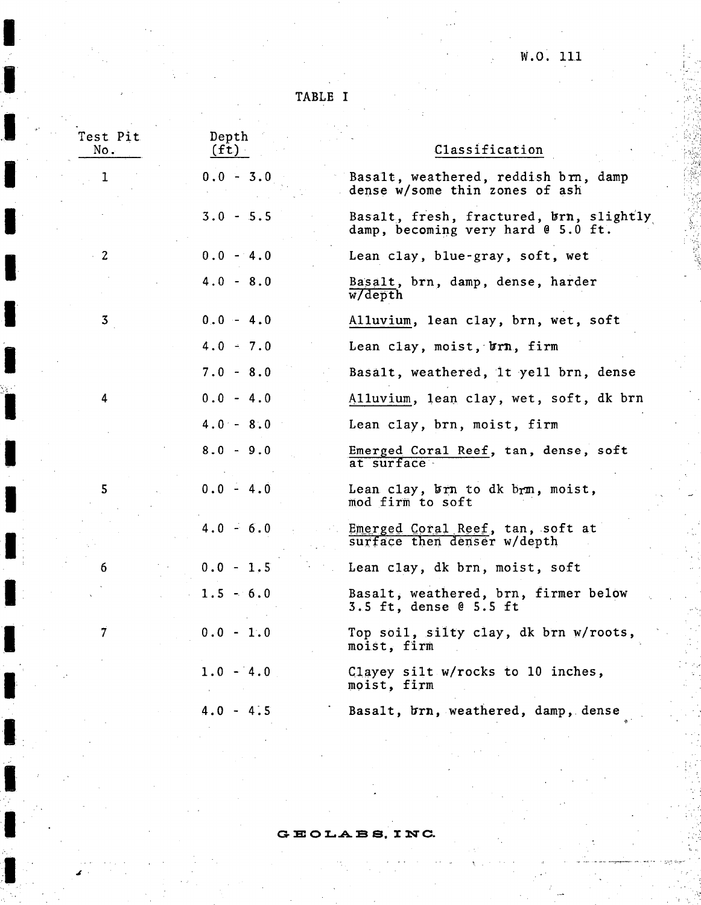W.O. 111

# TABLE I

| Test Pit No. | Depth (ft) | Classification |
|---|---|---|
| 1 | 0.0 - 3.0 | Basalt, weathered, reddish brn, damp dense w/some thin zones of ash |
| | 3.0 - 5.5 | Basalt, fresh, fractured, brn, slightly damp, becoming very hard @ 5.0 ft. |
| 2 | 0.0 - 4.0 | Lean clay, blue-gray, soft, wet |
| | 4.0 - 8.0 | <u>Basalt</u>, brn, damp, dense, harder w/depth |
| 3 | 0.0 - 4.0 | <u>Alluvium</u>, lean clay, brn, wet, soft |
| | 4.0 - 7.0 | Lean clay, moist, brn, firm |
| | 7.0 - 8.0 | Basalt, weathered, lt yell brn, dense |
| 4 | 0.0 - 4.0 | <u>Alluvium</u>, lean clay, wet, soft, dk brn |
| | 4.0 - 8.0 | Lean clay, brn, moist, firm |
| | 8.0 - 9.0 | <u>Emerged Coral Reef</u>, tan, dense, soft at surface |
| 5 | 0.0 - 4.0 | Lean clay, brn to dk brn, moist, mod firm to soft |
| | 4.0 - 6.0 | <u>Emerged Coral Reef</u>, tan, soft at surface then denser w/depth |
| 6 | 0.0 - 1.5 | Lean clay, dk brn, moist, soft |
| | 1.5 - 6.0 | Basalt, weathered, brn, firmer below 3.5 ft, dense @ 5.5 ft |
| 7 | 0.0 - 1.0 | Top soil, silty clay, dk brn w/roots, moist, firm |
| | 1.0 - 4.0 | Clayey silt w/rocks to 10 inches, moist, firm |
| | 4.0 - 4.5 | Basalt, brn, weathered, damp, dense |

GEOLABS, INC.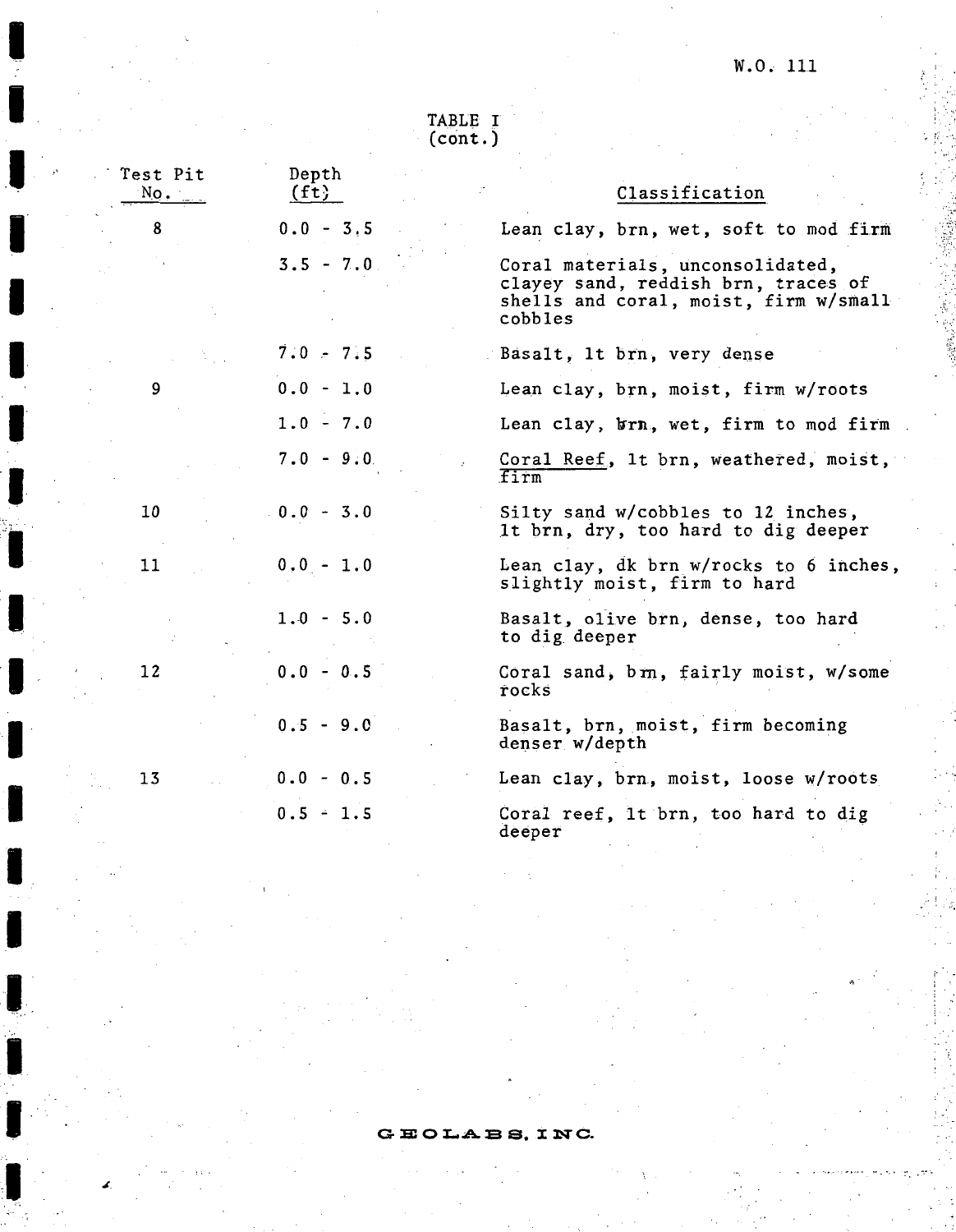TABLE I
(cont.)

| Test Pit No. | Depth (ft) | Classification |
|---|---|---|
| 8 | 0.0 - 3.5 | Lean clay, brn, wet, soft to mod firm |
| | 3.5 - 7.0 | Coral materials, unconsolidated, clayey sand, reddish brn, traces of shells and coral, moist, firm w/small cobbles |
| | 7.0 - 7.5 | Basalt, lt brn, very dense |
| 9 | 0.0 - 1.0 | Lean clay, brn, moist, firm w/roots |
| | 1.0 - 7.0 | Lean clay, brn, wet, firm to mod firm |
| | 7.0 - 9.0 | Coral Reef, lt brn, weathered, moist, firm |
| 10 | 0.0 - 3.0 | Silty sand w/cobbles to 12 inches, lt brn, dry, too hard to dig deeper |
| 11 | 0.0 - 1.0 | Lean clay, dk brn w/rocks to 6 inches, slightly moist, firm to hard |
| | 1.0 - 5.0 | Basalt, olive brn, dense, too hard to dig deeper |
| 12 | 0.0 - 0.5 | Coral sand, brn, fairly moist, w/some rocks |
| | 0.5 - 9.0 | Basalt, brn, moist, firm becoming denser w/depth |
| 13 | 0.0 - 0.5 | Lean clay, brn, moist, loose w/roots |
| | 0.5 - 1.5 | Coral reef, lt brn, too hard to dig deeper |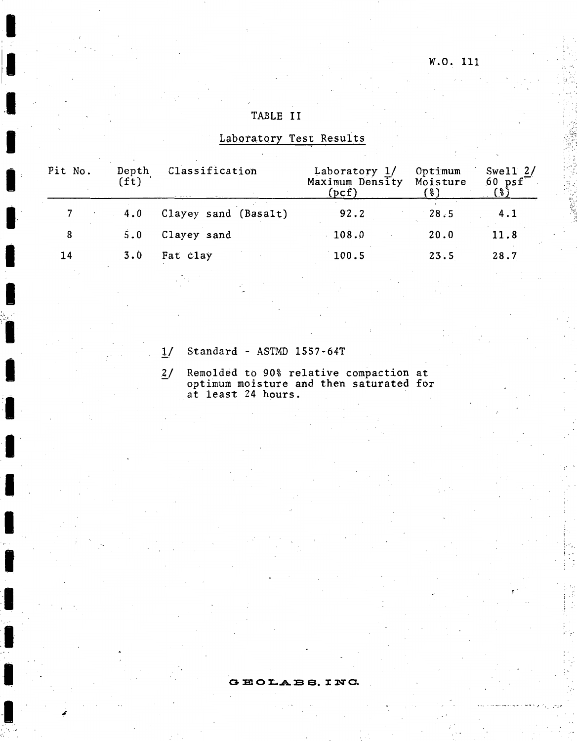W.O. 111

# TABLE II

## Laboratory Test Results

| Pit No. | Depth (ft) | Classification | Laboratory 1/ Maximum Density (pcf) | Optimum Moisture (%) | Swell 2/ 60 psf (%) |
|---|---|---|---|---|---|
| 7 | 4.0 | Clayey sand (Basalt) | 92.2 | 28.5 | 4.1 |
| 8 | 5.0 | Clayey sand | 108.0 | 20.0 | 11.8 |
| 14 | 3.0 | Fat clay | 100.5 | 23.5 | 28.7 |

1/ Standard - ASTMD 1557-64T

2/ Remolded to 90% relative compaction at optimum moisture and then saturated for at least 24 hours.

GEOLABS, INC.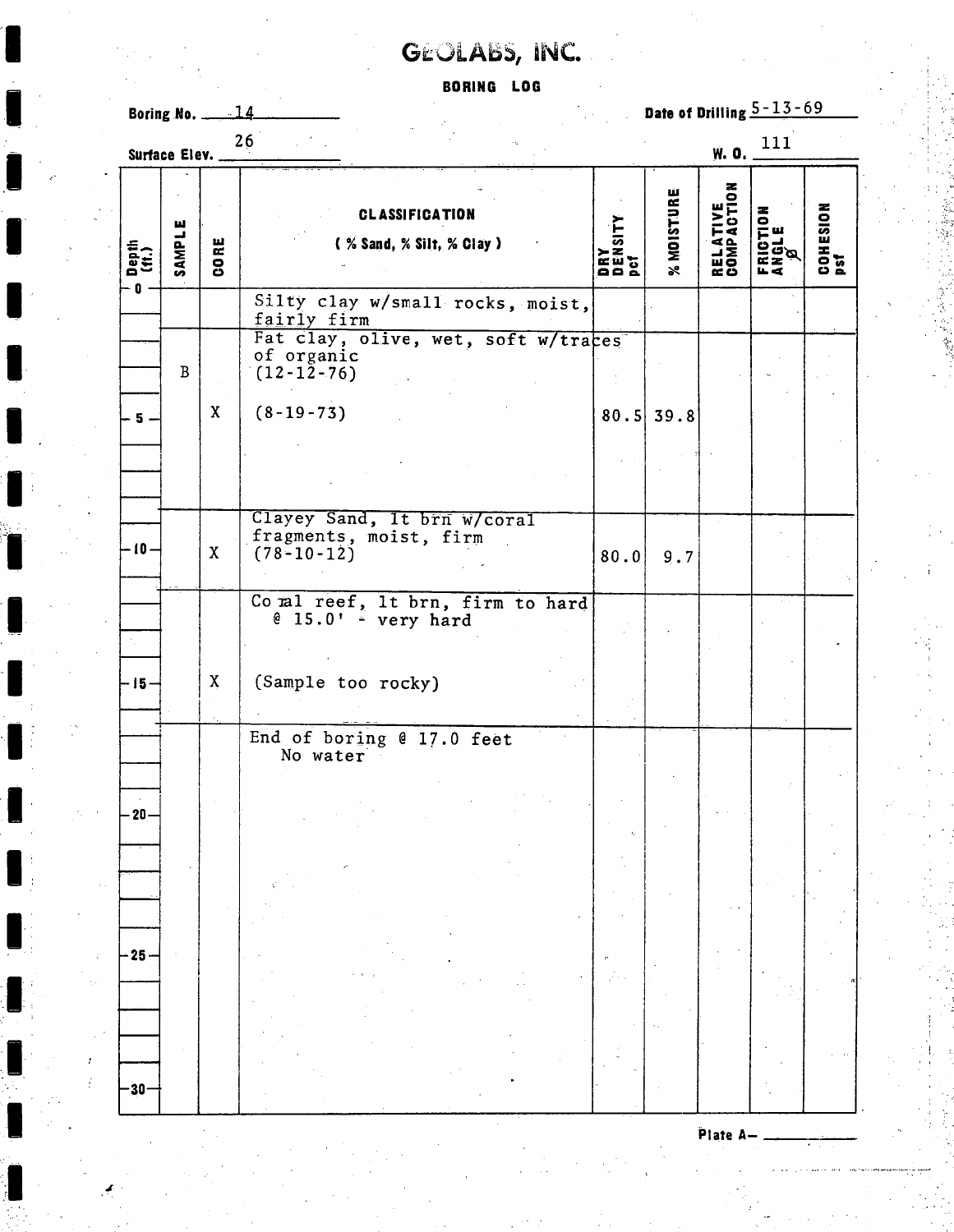# GEOLABS, INC.

## BORING LOG

**Boring No.** 14 **Date of Drilling** 5-13-69

**Surface Elev.** 26 **W. O.** 111

| Depth (ft.) | SAMPLE | CORE | CLASSIFICATION (% Sand, % Silt, % Clay) | DRY DENSITY pcf | % MOISTURE | RELATIVE COMPACTION | FRICTION ANGLE ø | COHESION psf |
|---|---|---|---|---|---|---|---|---|
| 0 | | | Silty clay w/small rocks, moist, fairly firm | | | | | |
| | | | Fat clay, olive, wet, soft w/traces of organic | | | | | |
| | B | | (12-12-76) | | | | | |
| 5 | | X | (8-19-73) | 80.5 | 39.8 | | | |
| | | | Clayey Sand, lt brn w/coral fragments, moist, firm | | | | | |
| 10 | | X | (78-10-12) | 80.0 | 9.7 | | | |
| | | | Coral reef, lt brn, firm to hard @ 15.0' - very hard | | | | | |
| 15 | | X | (Sample too rocky) | | | | | |
| | | | End of boring @ 17.0 feet No water | | | | | |
| 20 | | | | | | | | |
| 25 | | | | | | | | |
| 30 | | | | | | | | |

Plate A-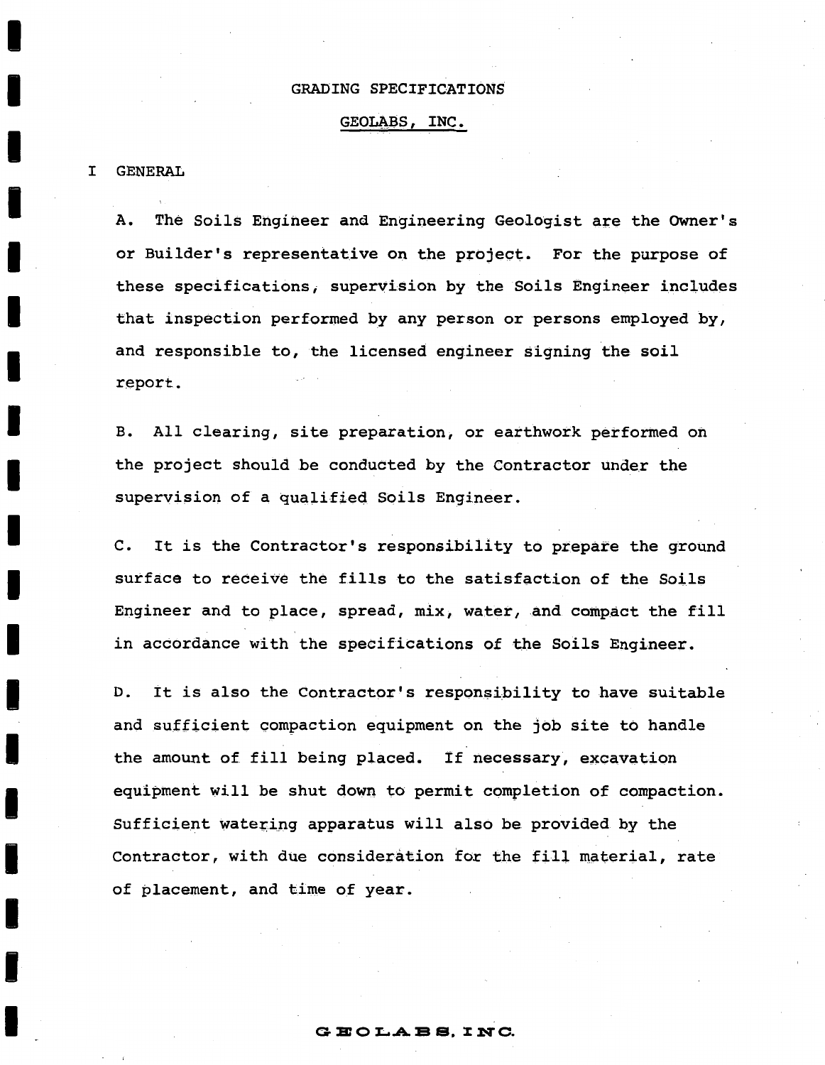# GRADING SPECIFICATIONS

## GEOLABS, INC.

## I GENERAL

A. The Soils Engineer and Engineering Geologist are the Owner's or Builder's representative on the project. For the purpose of these specifications, supervision by the Soils Engineer includes that inspection performed by any person or persons employed by, and responsible to, the licensed engineer signing the soil report.

B. All clearing, site preparation, or earthwork performed on the project should be conducted by the Contractor under the supervision of a qualified Soils Engineer.

C. It is the Contractor's responsibility to prepare the ground surface to receive the fills to the satisfaction of the Soils Engineer and to place, spread, mix, water, and compact the fill in accordance with the specifications of the Soils Engineer.

D. It is also the Contractor's responsibility to have suitable and sufficient compaction equipment on the job site to handle the amount of fill being placed. If necessary, excavation equipment will be shut down to permit completion of compaction. Sufficient watering apparatus will also be provided by the Contractor, with due consideration for the fill material, rate of placement, and time of year.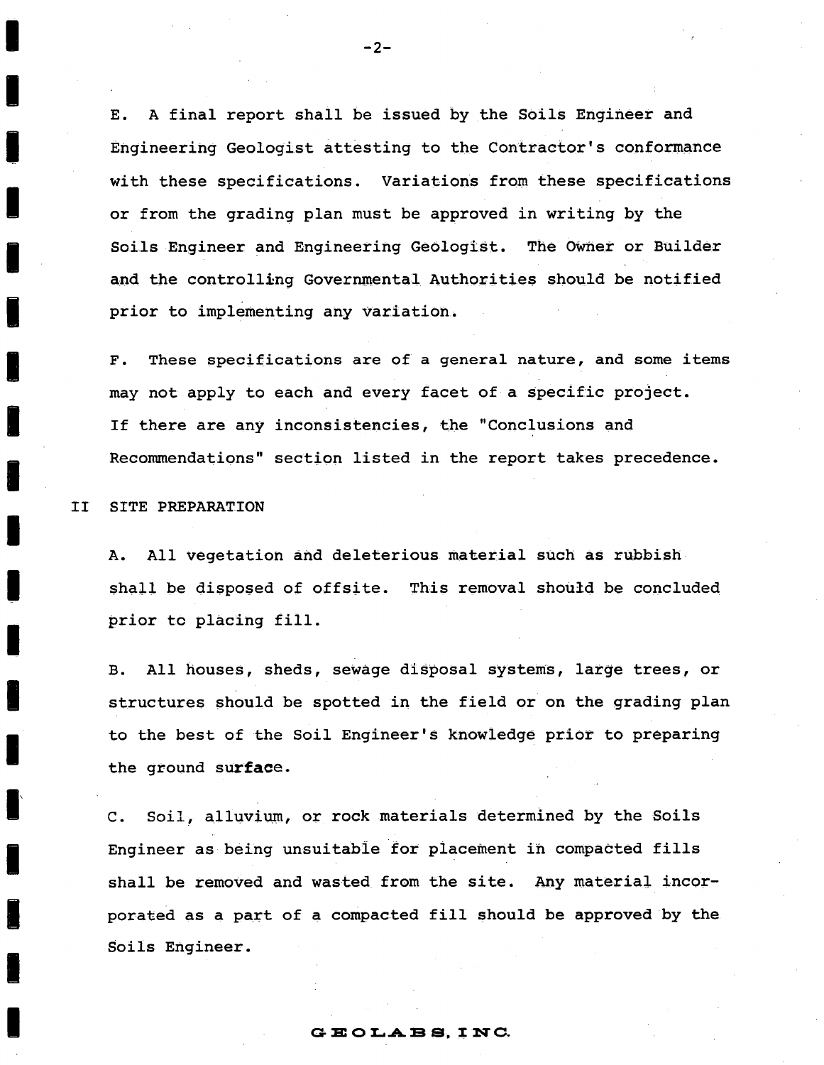E. A final report shall be issued by the Soils Engineer and Engineering Geologist attesting to the Contractor's conformance with these specifications. Variations from these specifications or from the grading plan must be approved in writing by the Soils Engineer and Engineering Geologist. The Owner or Builder and the controlling Governmental Authorities should be notified prior to implementing any variation.

F. These specifications are of a general nature, and some items may not apply to each and every facet of a specific project. If there are any inconsistencies, the "Conclusions and Recommendations" section listed in the report takes precedence.

## II SITE PREPARATION

A. All vegetation and deleterious material such as rubbish shall be disposed of offsite. This removal should be concluded prior to placing fill.

B. All houses, sheds, sewage disposal systems, large trees, or structures should be spotted in the field or on the grading plan to the best of the Soil Engineer's knowledge prior to preparing the ground surface.

C. Soil, alluvium, or rock materials determined by the Soils Engineer as being unsuitable for placement in compacted fills shall be removed and wasted from the site. Any material incorporated as a part of a compacted fill should be approved by the Soils Engineer.

GEOLABS, INC.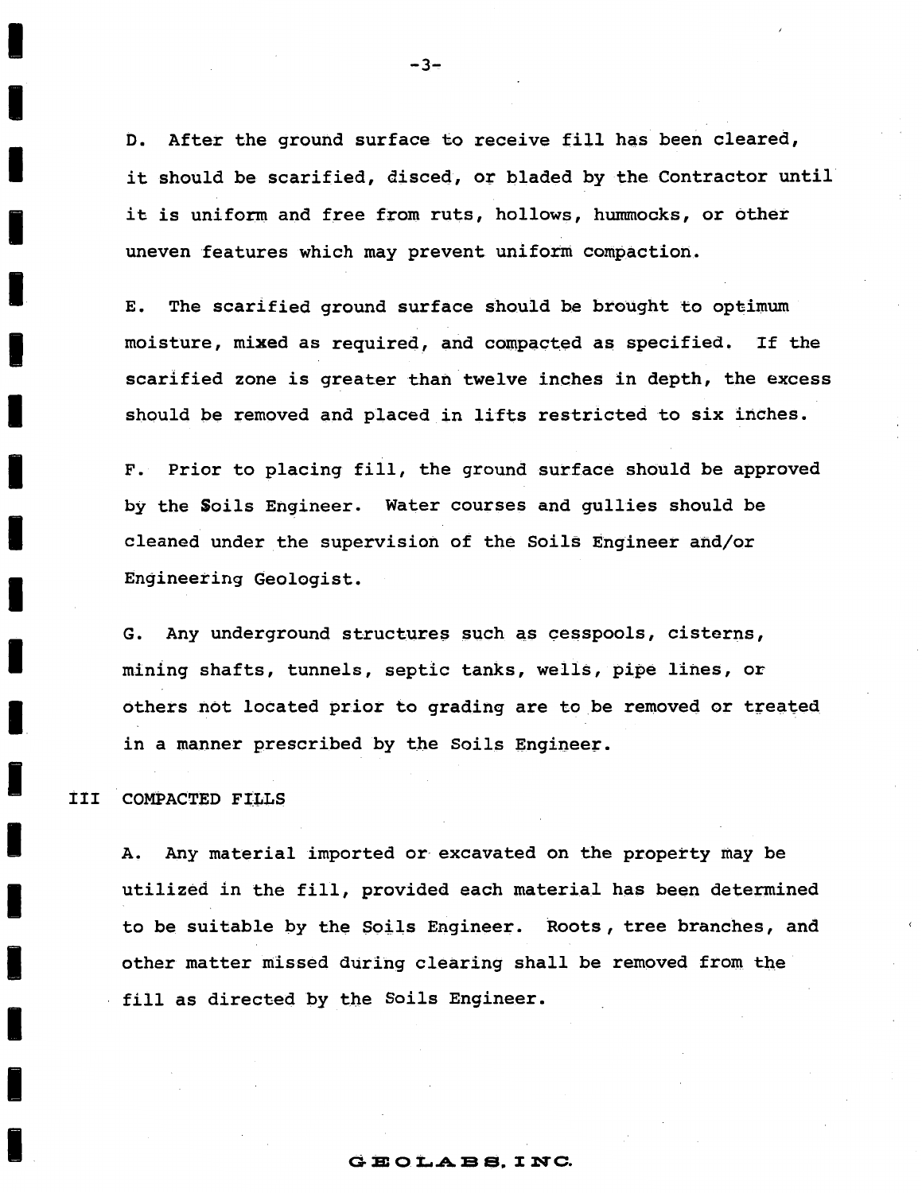D. After the ground surface to receive fill has been cleared, it should be scarified, disced, or bladed by the Contractor until it is uniform and free from ruts, hollows, hummocks, or other uneven features which may prevent uniform compaction.

E. The scarified ground surface should be brought to optimum moisture, mixed as required, and compacted as specified. If the scarified zone is greater than twelve inches in depth, the excess should be removed and placed in lifts restricted to six inches.

F. Prior to placing fill, the ground surface should be approved by the Soils Engineer. Water courses and gullies should be cleaned under the supervision of the Soils Engineer and/or Engineering Geologist.

G. Any underground structures such as cesspools, cisterns, mining shafts, tunnels, septic tanks, wells, pipe lines, or others not located prior to grading are to be removed or treated in a manner prescribed by the Soils Engineer.

## III COMPACTED FILLS

A. Any material imported or excavated on the property may be utilized in the fill, provided each material has been determined to be suitable by the Soils Engineer. Roots, tree branches, and other matter missed during clearing shall be removed from the fill as directed by the Soils Engineer.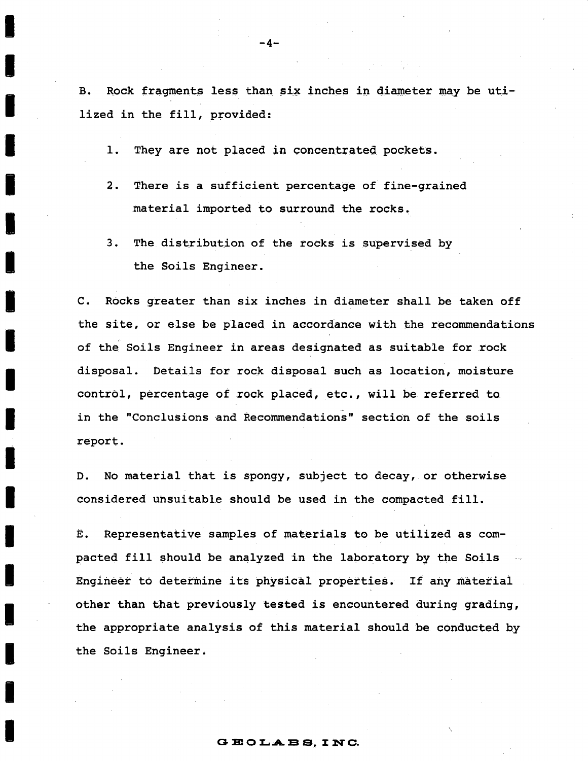B. Rock fragments less than six inches in diameter may be utilized in the fill, provided:

1. They are not placed in concentrated pockets.

2. There is a sufficient percentage of fine-grained material imported to surround the rocks.

3. The distribution of the rocks is supervised by the Soils Engineer.

C. Rocks greater than six inches in diameter shall be taken off the site, or else be placed in accordance with the recommendations of the Soils Engineer in areas designated as suitable for rock disposal. Details for rock disposal such as location, moisture control, percentage of rock placed, etc., will be referred to in the "Conclusions and Recommendations" section of the soils report.

D. No material that is spongy, subject to decay, or otherwise considered unsuitable should be used in the compacted fill.

E. Representative samples of materials to be utilized as compacted fill should be analyzed in the laboratory by the Soils Engineer to determine its physical properties. If any material other than that previously tested is encountered during grading, the appropriate analysis of this material should be conducted by the Soils Engineer.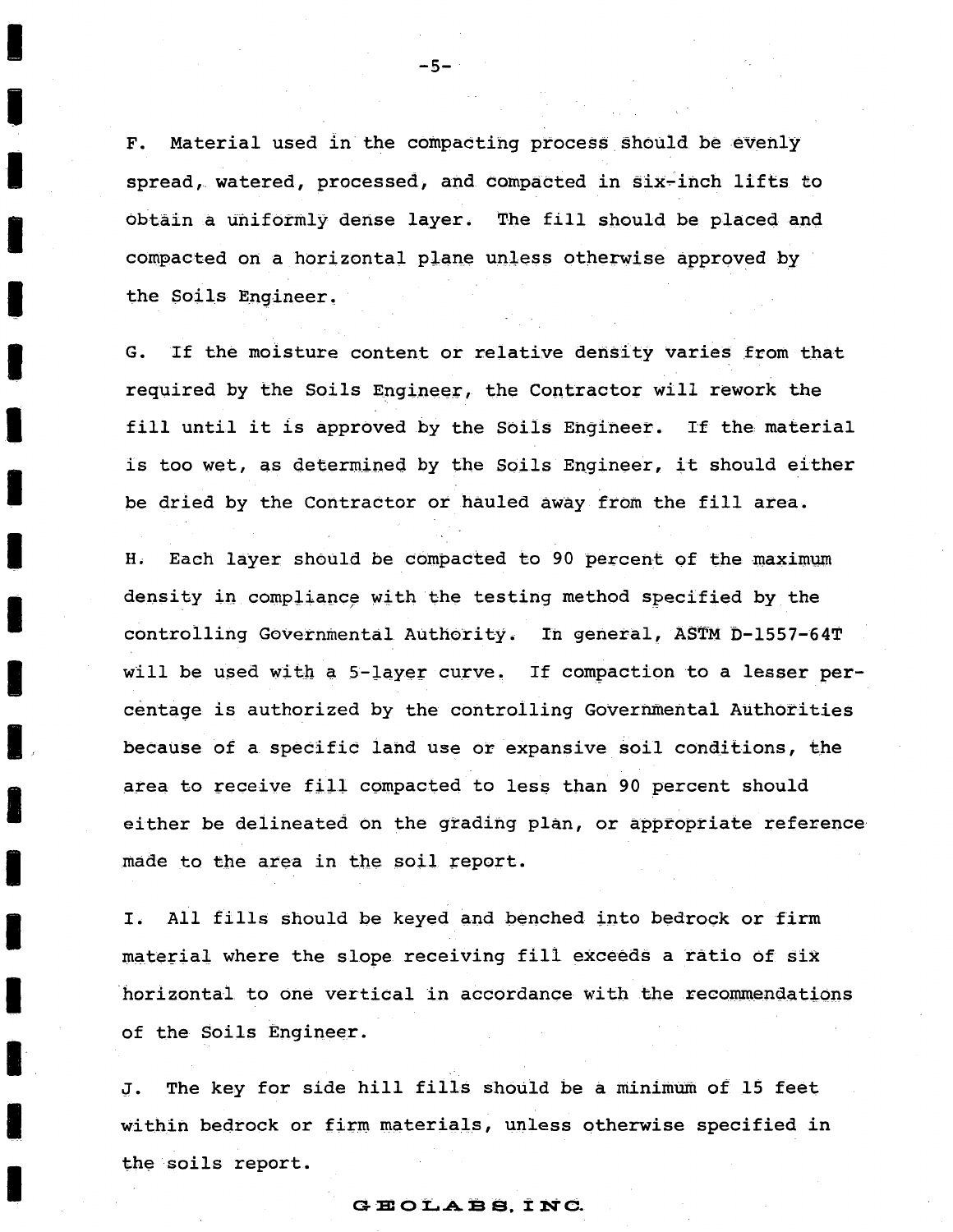F. Material used in the compacting process should be evenly spread, watered, processed, and compacted in six-inch lifts to obtain a uniformly dense layer. The fill should be placed and compacted on a horizontal plane unless otherwise approved by the Soils Engineer.

G. If the moisture content or relative density varies from that required by the Soils Engineer, the Contractor will rework the fill until it is approved by the Soils Engineer. If the material is too wet, as determined by the Soils Engineer, it should either be dried by the Contractor or hauled away from the fill area.

H. Each layer should be compacted to 90 percent of the maximum density in compliance with the testing method specified by the controlling Governmental Authority. In general, ASTM D-1557-64T will be used with a 5-layer curve. If compaction to a lesser percentage is authorized by the controlling Governmental Authorities because of a specific land use or expansive soil conditions, the area to receive fill compacted to less than 90 percent should either be delineated on the grading plan, or appropriate reference made to the area in the soil report.

I. All fills should be keyed and benched into bedrock or firm material where the slope receiving fill exceeds a ratio of six horizontal to one vertical in accordance with the recommendations of the Soils Engineer.

J. The key for side hill fills should be a minimum of 15 feet within bedrock or firm materials, unless otherwise specified in the soils report.

GEOLABS, INC.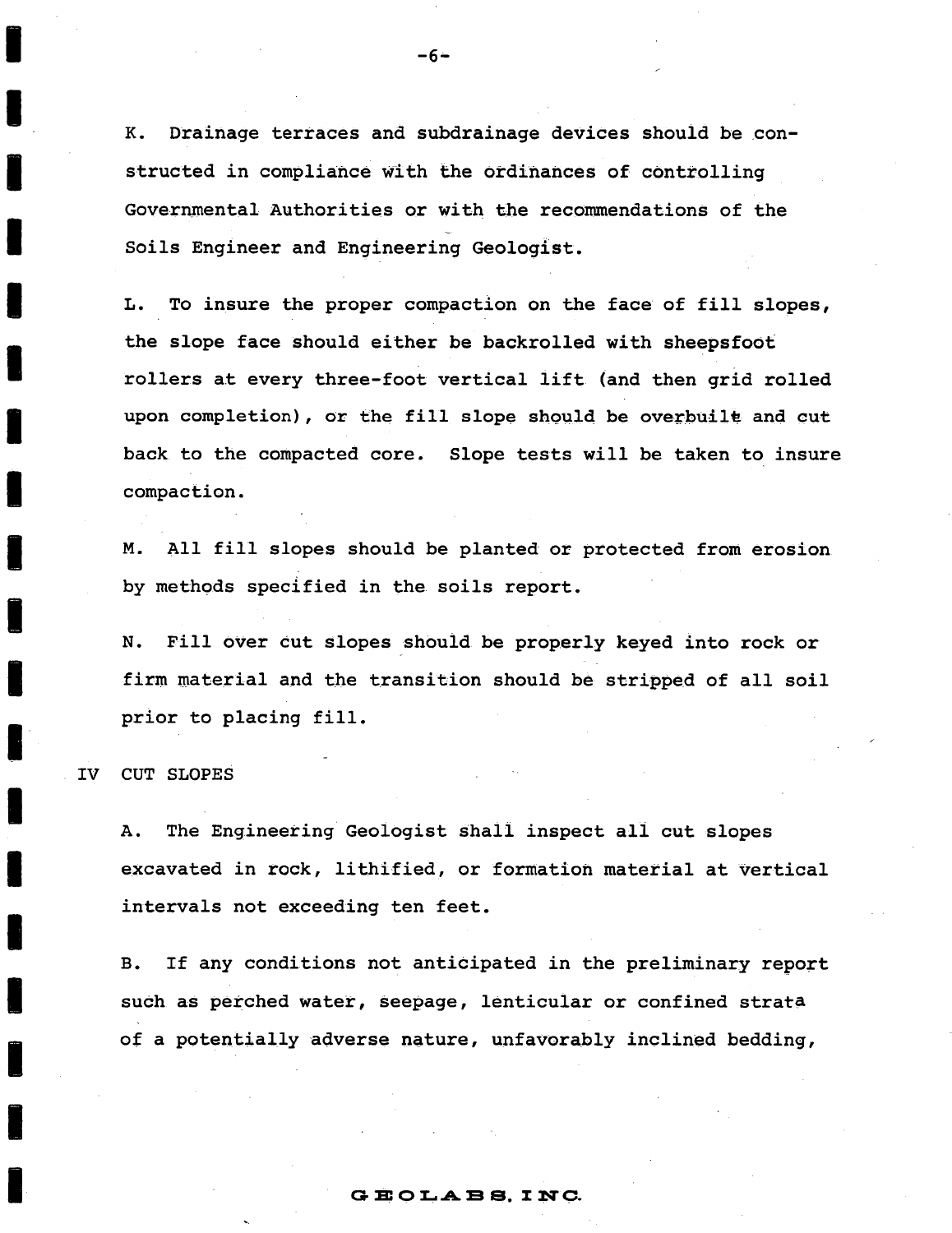K. Drainage terraces and subdrainage devices should be constructed in compliance with the ordinances of controlling Governmental Authorities or with the recommendations of the Soils Engineer and Engineering Geologist.

L. To insure the proper compaction on the face of fill slopes, the slope face should either be backrolled with sheepsfoot rollers at every three-foot vertical lift (and then grid rolled upon completion), or the fill slope should be overbuilt and cut back to the compacted core. Slope tests will be taken to insure compaction.

M. All fill slopes should be planted or protected from erosion by methods specified in the soils report.

N. Fill over cut slopes should be properly keyed into rock or firm material and the transition should be stripped of all soil prior to placing fill.

IV CUT SLOPES

A. The Engineering Geologist shall inspect all cut slopes excavated in rock, lithified, or formation material at vertical intervals not exceeding ten feet.

B. If any conditions not anticipated in the preliminary report such as perched water, seepage, lenticular or confined strata of a potentially adverse nature, unfavorably inclined bedding,

GEOLABS, INC.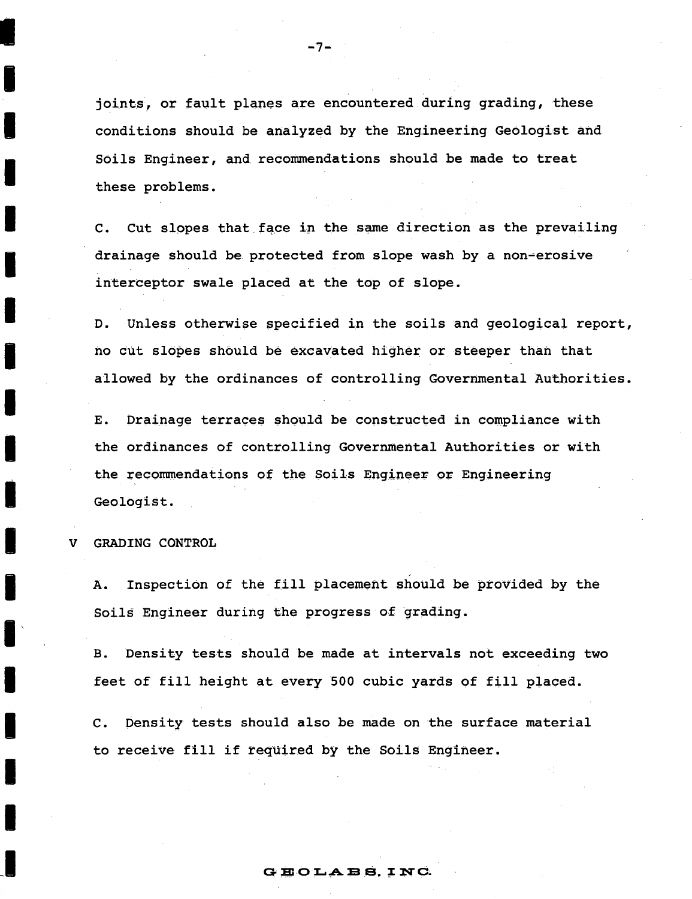joints, or fault planes are encountered during grading, these conditions should be analyzed by the Engineering Geologist and Soils Engineer, and recommendations should be made to treat these problems.

C. Cut slopes that face in the same direction as the prevailing drainage should be protected from slope wash by a non-erosive interceptor swale placed at the top of slope.

D. Unless otherwise specified in the soils and geological report, no cut slopes should be excavated higher or steeper than that allowed by the ordinances of controlling Governmental Authorities.

E. Drainage terraces should be constructed in compliance with the ordinances of controlling Governmental Authorities or with the recommendations of the Soils Engineer or Engineering Geologist.

## V GRADING CONTROL

A. Inspection of the fill placement should be provided by the Soils Engineer during the progress of grading.

B. Density tests should be made at intervals not exceeding two feet of fill height at every 500 cubic yards of fill placed.

C. Density tests should also be made on the surface material to receive fill if required by the Soils Engineer.

GEOLABS, INC.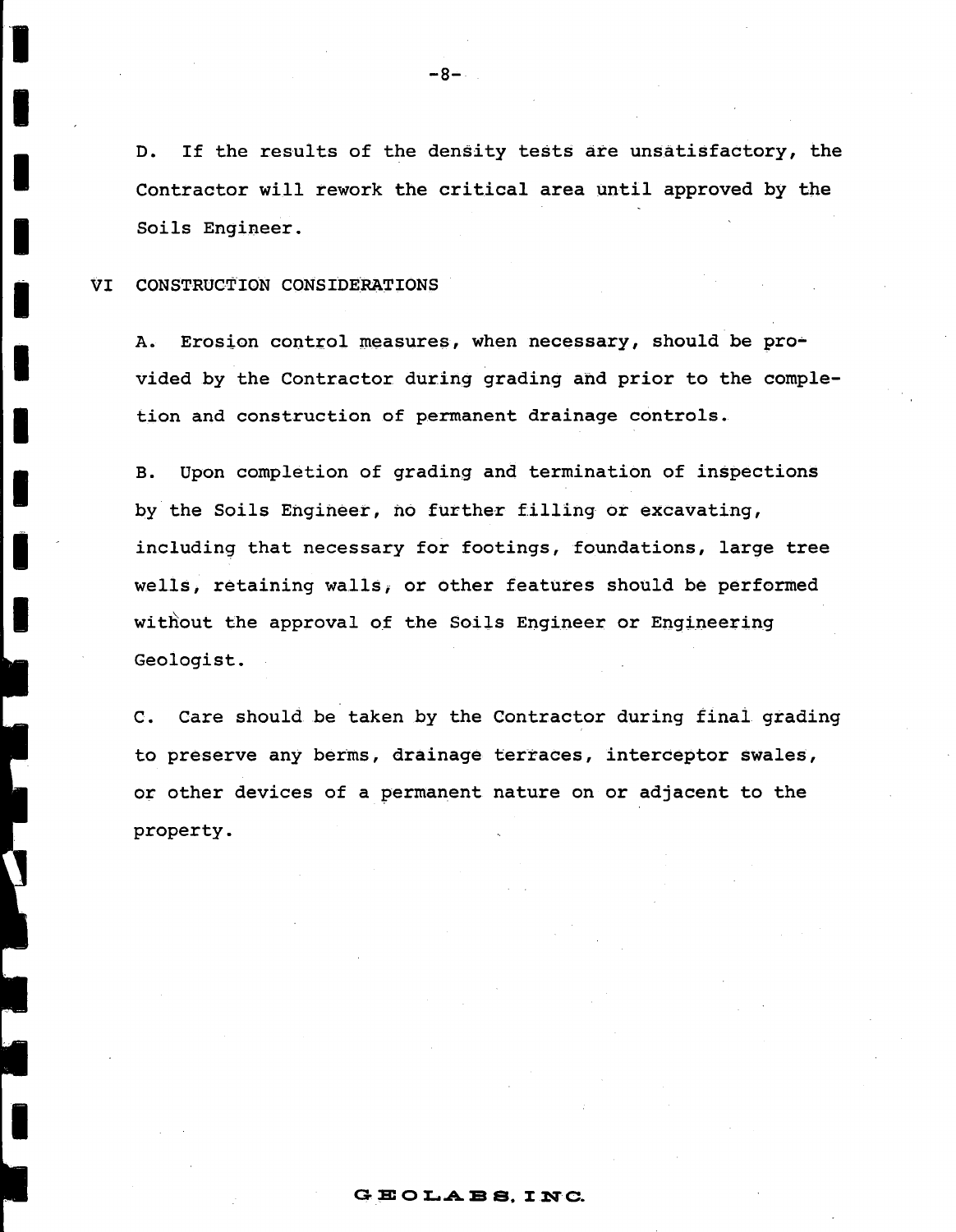D. If the results of the density tests are unsatisfactory, the Contractor will rework the critical area until approved by the Soils Engineer.

## VI CONSTRUCTION CONSIDERATIONS

A. Erosion control measures, when necessary, should be provided by the Contractor during grading and prior to the completion and construction of permanent drainage controls.

B. Upon completion of grading and termination of inspections by the Soils Engineer, no further filling or excavating, including that necessary for footings, foundations, large tree wells, retaining walls, or other features should be performed without the approval of the Soils Engineer or Engineering Geologist.

C. Care should be taken by the Contractor during final grading to preserve any berms, drainage terraces, interceptor swales, or other devices of a permanent nature on or adjacent to the property.